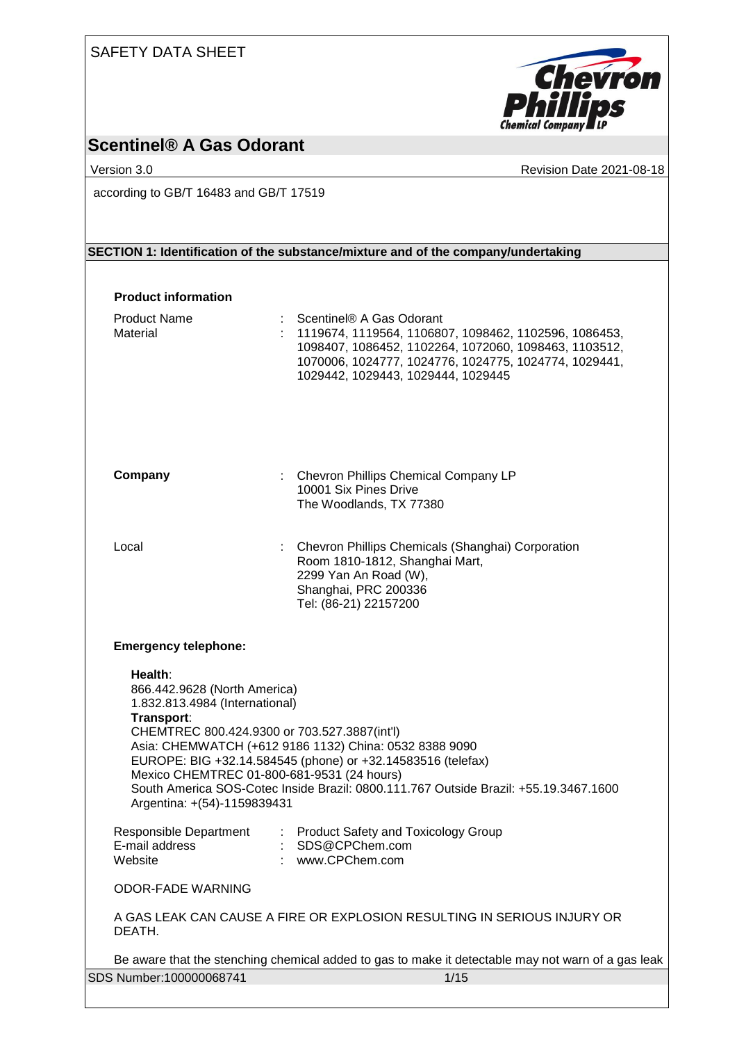SAFETY DATA SHEET

# Scentinel® A Gas Odorant

Version 3.0 | Revision Date 2021-08-18

according to GB/T 16483 and GB/T 17519

## SECTION 1: Identification of the substance/mixture and of the company/undertaking

**Product information**

Product Name : Scentinel® A Gas Odorant

Material : 1119674, 1119564, 1106807, 1098462, 1102596, 1086453, 1098407, 1086452, 1102264, 1072060, 1098463, 1103512, 1070006, 1024777, 1024776, 1024775, 1024774, 1029441, 1029442, 1029443, 1029444, 1029445

**Company** : Chevron Phillips Chemical Company LP
10001 Six Pines Drive
The Woodlands, TX 77380

Local : Chevron Phillips Chemicals (Shanghai) Corporation
Room 1810-1812, Shanghai Mart,
2299 Yan An Road (W),
Shanghai, PRC 200336
Tel: (86-21) 22157200

**Emergency telephone:**

**Health**:
866.442.9628 (North America)
1.832.813.4984 (International)
**Transport**:
CHEMTREC 800.424.9300 or 703.527.3887(int'l)
Asia: CHEMWATCH (+612 9186 1132) China: 0532 8388 9090
EUROPE: BIG +32.14.584545 (phone) or +32.14583516 (telefax)
Mexico CHEMTREC 01-800-681-9531 (24 hours)
South America SOS-Cotec Inside Brazil: 0800.111.767 Outside Brazil: +55.19.3467.1600
Argentina: +(54)-1159839431

Responsible Department : Product Safety and Toxicology Group
E-mail address : SDS@CPChem.com
Website : www.CPChem.com

ODOR-FADE WARNING

A GAS LEAK CAN CAUSE A FIRE OR EXPLOSION RESULTING IN SERIOUS INJURY OR DEATH.

Be aware that the stenching chemical added to gas to make it detectable may not warn of a gas leak

SDS Number:100000068741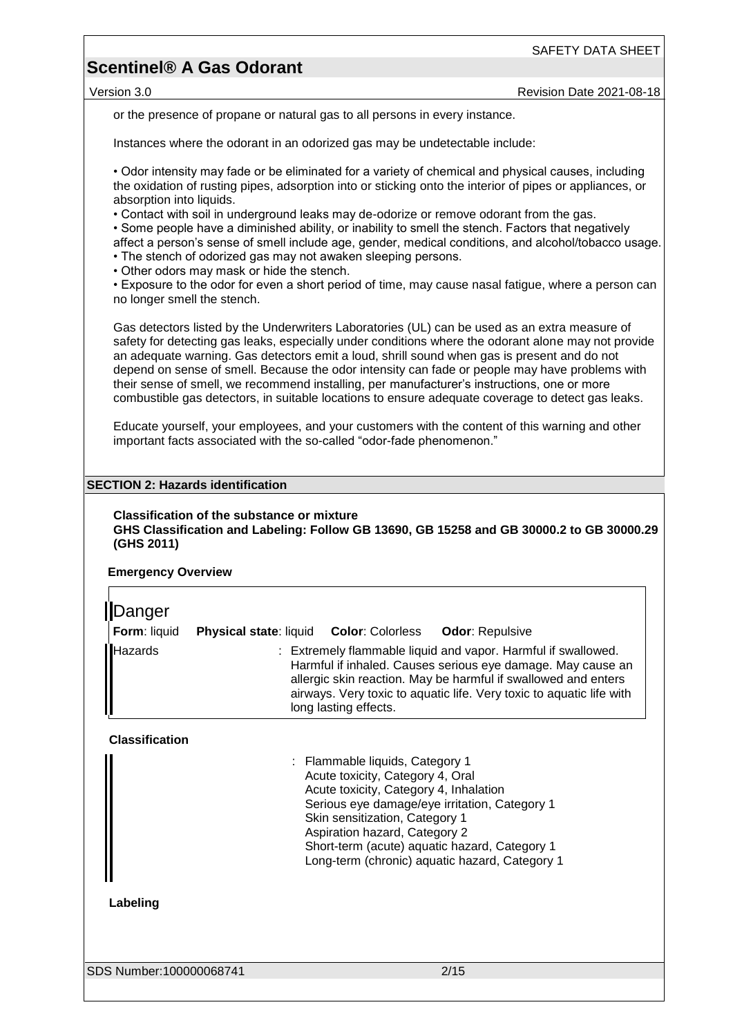or the presence of propane or natural gas to all persons in every instance.

Instances where the odorant in an odorized gas may be undetectable include:

- Odor intensity may fade or be eliminated for a variety of chemical and physical causes, including the oxidation of rusting pipes, adsorption into or sticking onto the interior of pipes or appliances, or absorption into liquids.
- Contact with soil in underground leaks may de-odorize or remove odorant from the gas.
- Some people have a diminished ability, or inability to smell the stench. Factors that negatively affect a person's sense of smell include age, gender, medical conditions, and alcohol/tobacco usage.
- The stench of odorized gas may not awaken sleeping persons.
- Other odors may mask or hide the stench.
- Exposure to the odor for even a short period of time, may cause nasal fatigue, where a person can no longer smell the stench.

Gas detectors listed by the Underwriters Laboratories (UL) can be used as an extra measure of safety for detecting gas leaks, especially under conditions where the odorant alone may not provide an adequate warning. Gas detectors emit a loud, shrill sound when gas is present and do not depend on sense of smell. Because the odor intensity can fade or people may have problems with their sense of smell, we recommend installing, per manufacturer's instructions, one or more combustible gas detectors, in suitable locations to ensure adequate coverage to detect gas leaks.

Educate yourself, your employees, and your customers with the content of this warning and other important facts associated with the so-called "odor-fade phenomenon."

## SECTION 2: Hazards identification

**Classification of the substance or mixture**
**GHS Classification and Labeling: Follow GB 13690, GB 15258 and GB 30000.2 to GB 30000.29 (GHS 2011)**

**Emergency Overview**

Danger

**Form**: liquid **Physical state**: liquid **Color**: Colorless **Odor**: Repulsive

Hazards : Extremely flammable liquid and vapor. Harmful if swallowed. Harmful if inhaled. Causes serious eye damage. May cause an allergic skin reaction. May be harmful if swallowed and enters airways. Very toxic to aquatic life. Very toxic to aquatic life with long lasting effects.

**Classification**

: Flammable liquids, Category 1
Acute toxicity, Category 4, Oral
Acute toxicity, Category 4, Inhalation
Serious eye damage/eye irritation, Category 1
Skin sensitization, Category 1
Aspiration hazard, Category 2
Short-term (acute) aquatic hazard, Category 1
Long-term (chronic) aquatic hazard, Category 1

**Labeling**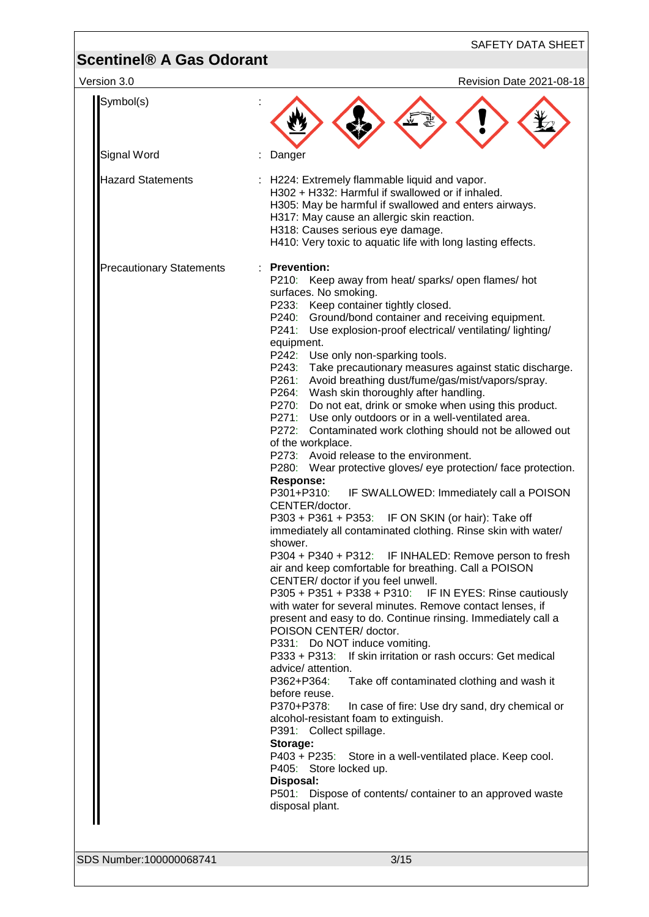| | | |
|---|---|---|
| Symbol(s) | : | |
| Signal Word | : | Danger |
| Hazard Statements | : | H224: Extremely flammable liquid and vapor.<br>H302 + H332: Harmful if swallowed or if inhaled.<br>H305: May be harmful if swallowed and enters airways.<br>H317: May cause an allergic skin reaction.<br>H318: Causes serious eye damage.<br>H410: Very toxic to aquatic life with long lasting effects. |
| Precautionary Statements | : | **Prevention:**<br>P210: Keep away from heat/ sparks/ open flames/ hot surfaces. No smoking.<br>P233: Keep container tightly closed.<br>P240: Ground/bond container and receiving equipment.<br>P241: Use explosion-proof electrical/ ventilating/ lighting/ equipment.<br>P242: Use only non-sparking tools.<br>P243: Take precautionary measures against static discharge.<br>P261: Avoid breathing dust/fume/gas/mist/vapors/spray.<br>P264: Wash skin thoroughly after handling.<br>P270: Do not eat, drink or smoke when using this product.<br>P271: Use only outdoors or in a well-ventilated area.<br>P272: Contaminated work clothing should not be allowed out of the workplace.<br>P273: Avoid release to the environment.<br>P280: Wear protective gloves/ eye protection/ face protection.<br>**Response:**<br>P301+P310: IF SWALLOWED: Immediately call a POISON CENTER/doctor.<br>P303 + P361 + P353: IF ON SKIN (or hair): Take off immediately all contaminated clothing. Rinse skin with water/ shower.<br>P304 + P340 + P312: IF INHALED: Remove person to fresh air and keep comfortable for breathing. Call a POISON CENTER/ doctor if you feel unwell.<br>P305 + P351 + P338 + P310: IF IN EYES: Rinse cautiously with water for several minutes. Remove contact lenses, if present and easy to do. Continue rinsing. Immediately call a POISON CENTER/ doctor.<br>P331: Do NOT induce vomiting.<br>P333 + P313: If skin irritation or rash occurs: Get medical advice/ attention.<br>P362+P364: Take off contaminated clothing and wash it before reuse.<br>P370+P378: In case of fire: Use dry sand, dry chemical or alcohol-resistant foam to extinguish.<br>P391: Collect spillage.<br>**Storage:**<br>P403 + P235: Store in a well-ventilated place. Keep cool.<br>P405: Store locked up.<br>**Disposal:**<br>P501: Dispose of contents/ container to an approved waste disposal plant. |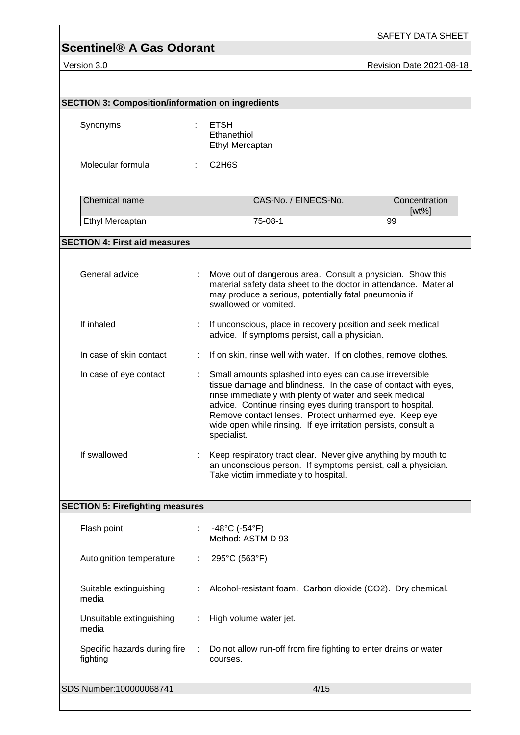## SECTION 3: Composition/information on ingredients

Synonyms : ETSH
Ethanethiol
Ethyl Mercaptan

Molecular formula : $C_2H_6S$

| Chemical name | CAS-No. / EINECS-No. | Concentration [wt%] |
|---|---|---|
| Ethyl Mercaptan | 75-08-1 | 99 |

## SECTION 4: First aid measures

General advice : Move out of dangerous area. Consult a physician. Show this material safety data sheet to the doctor in attendance. Material may produce a serious, potentially fatal pneumonia if swallowed or vomited.

If inhaled : If unconscious, place in recovery position and seek medical advice. If symptoms persist, call a physician.

In case of skin contact : If on skin, rinse well with water. If on clothes, remove clothes.

In case of eye contact : Small amounts splashed into eyes can cause irreversible tissue damage and blindness. In the case of contact with eyes, rinse immediately with plenty of water and seek medical advice. Continue rinsing eyes during transport to hospital. Remove contact lenses. Protect unharmed eye. Keep eye wide open while rinsing. If eye irritation persists, consult a specialist.

If swallowed : Keep respiratory tract clear. Never give anything by mouth to an unconscious person. If symptoms persist, call a physician. Take victim immediately to hospital.

## SECTION 5: Firefighting measures

Flash point : -48°C (-54°F)
Method: ASTM D 93

Autoignition temperature : 295°C (563°F)

Suitable extinguishing media : Alcohol-resistant foam. Carbon dioxide ($CO_2$). Dry chemical.

Unsuitable extinguishing media : High volume water jet.

Specific hazards during fire fighting : Do not allow run-off from fire fighting to enter drains or water courses.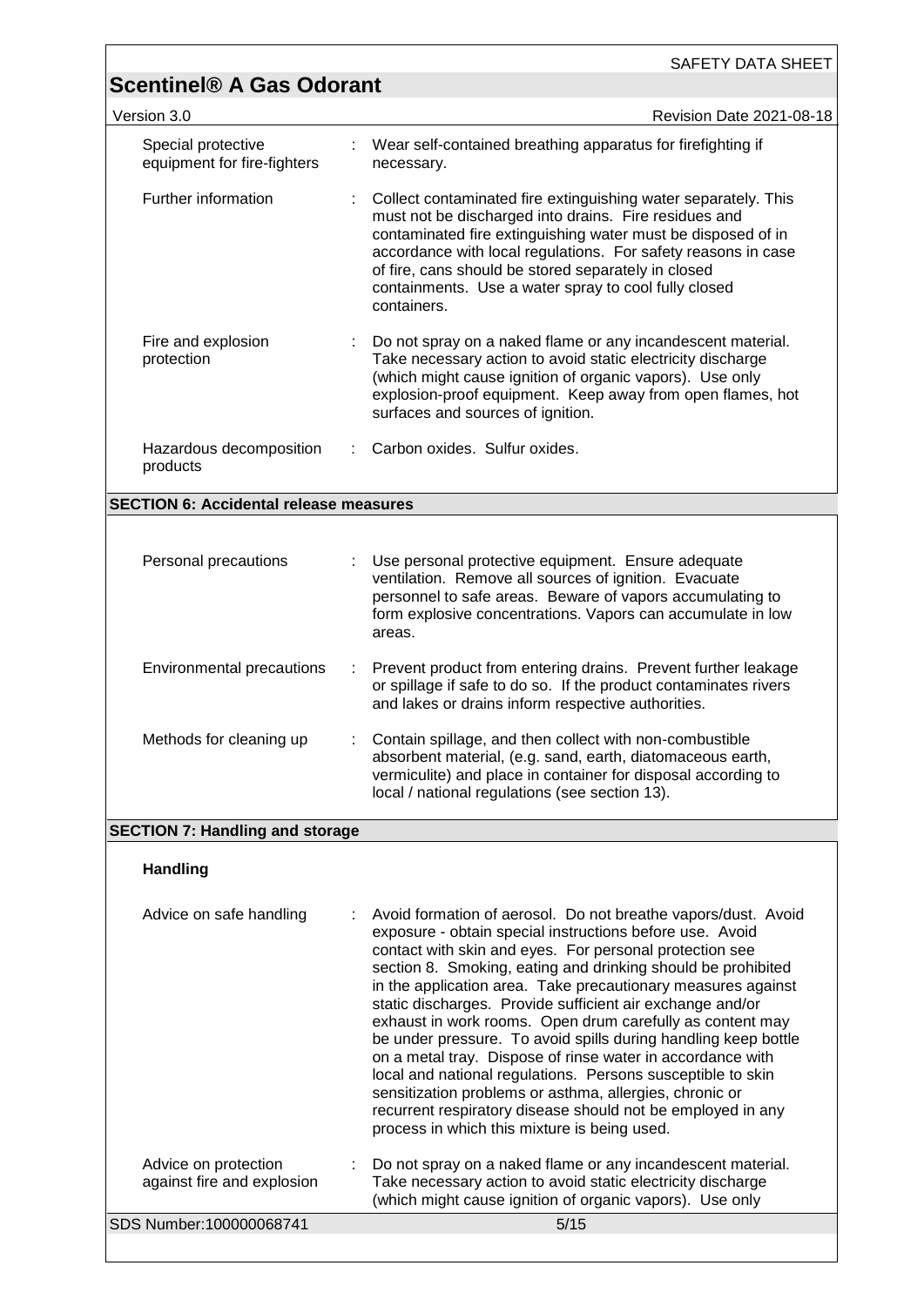| | | |
|---|---|---|
| Special protective equipment for fire-fighters | : | Wear self-contained breathing apparatus for firefighting if necessary. |
| Further information | : | Collect contaminated fire extinguishing water separately. This must not be discharged into drains. Fire residues and contaminated fire extinguishing water must be disposed of in accordance with local regulations. For safety reasons in case of fire, cans should be stored separately in closed containments. Use a water spray to cool fully closed containers. |
| Fire and explosion protection | : | Do not spray on a naked flame or any incandescent material. Take necessary action to avoid static electricity discharge (which might cause ignition of organic vapors). Use only explosion-proof equipment. Keep away from open flames, hot surfaces and sources of ignition. |
| Hazardous decomposition products | : | Carbon oxides. Sulfur oxides. |

## SECTION 6: Accidental release measures

| | | |
|---|---|---|
| Personal precautions | : | Use personal protective equipment. Ensure adequate ventilation. Remove all sources of ignition. Evacuate personnel to safe areas. Beware of vapors accumulating to form explosive concentrations. Vapors can accumulate in low areas. |
| Environmental precautions | : | Prevent product from entering drains. Prevent further leakage or spillage if safe to do so. If the product contaminates rivers and lakes or drains inform respective authorities. |
| Methods for cleaning up | : | Contain spillage, and then collect with non-combustible absorbent material, (e.g. sand, earth, diatomaceous earth, vermiculite) and place in container for disposal according to local / national regulations (see section 13). |

## SECTION 7: Handling and storage

### Handling

| | | |
|---|---|---|
| Advice on safe handling | : | Avoid formation of aerosol. Do not breathe vapors/dust. Avoid exposure - obtain special instructions before use. Avoid contact with skin and eyes. For personal protection see section 8. Smoking, eating and drinking should be prohibited in the application area. Take precautionary measures against static discharges. Provide sufficient air exchange and/or exhaust in work rooms. Open drum carefully as content may be under pressure. To avoid spills during handling keep bottle on a metal tray. Dispose of rinse water in accordance with local and national regulations. Persons susceptible to skin sensitization problems or asthma, allergies, chronic or recurrent respiratory disease should not be employed in any process in which this mixture is being used. |
| Advice on protection against fire and explosion | : | Do not spray on a naked flame or any incandescent material. Take necessary action to avoid static electricity discharge (which might cause ignition of organic vapors). Use only |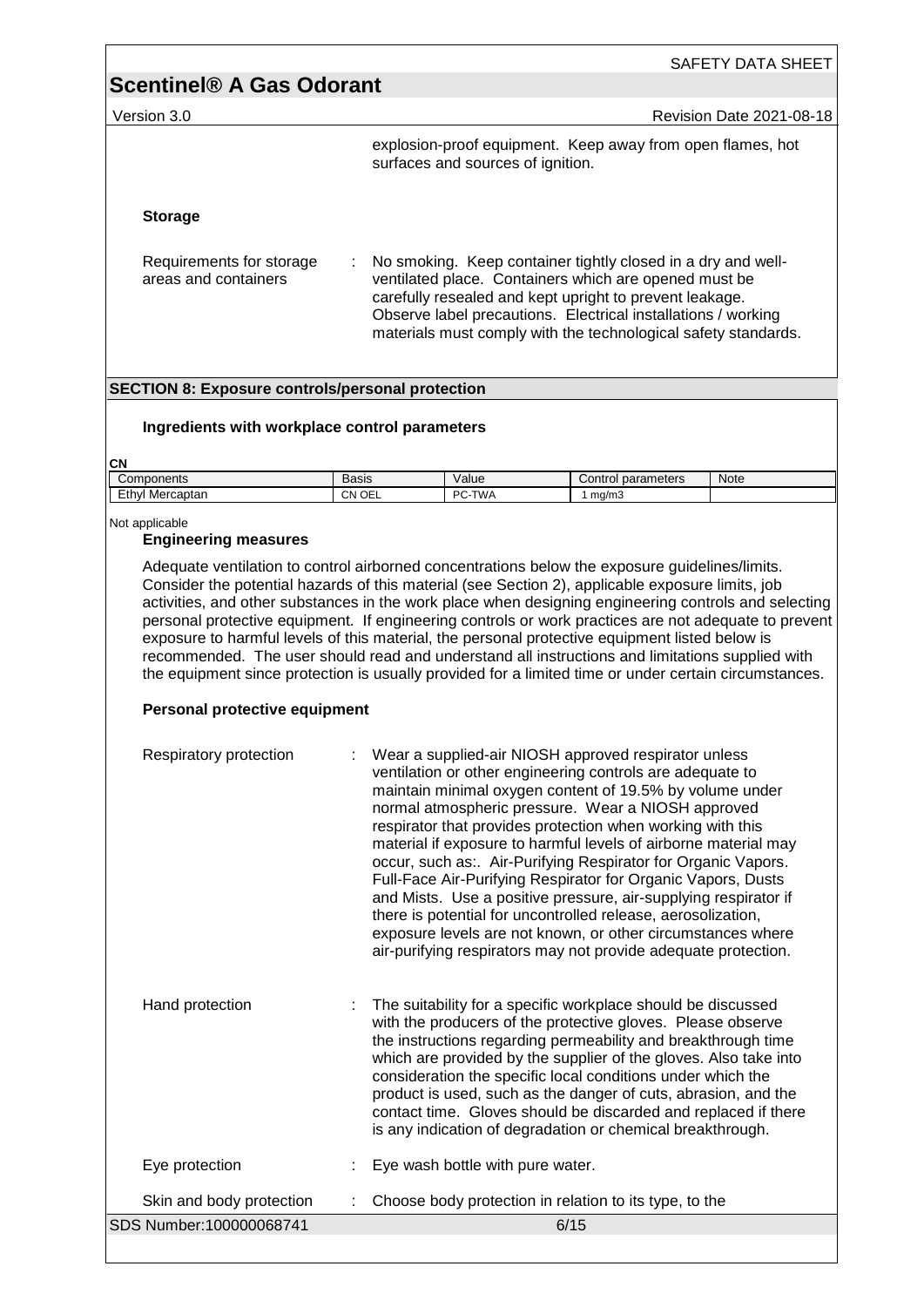explosion-proof equipment. Keep away from open flames, hot surfaces and sources of ignition.

**Storage**

Requirements for storage areas and containers : No smoking. Keep container tightly closed in a dry and well-ventilated place. Containers which are opened must be carefully resealed and kept upright to prevent leakage. Observe label precautions. Electrical installations / working materials must comply with the technological safety standards.

## SECTION 8: Exposure controls/personal protection

### Ingredients with workplace control parameters

**CN**

| Components | Basis | Value | Control parameters | Note |
|---|---|---|---|---|
| Ethyl Mercaptan | CN OEL | PC-TWA | 1 mg/m3 | |

Not applicable

### Engineering measures

Adequate ventilation to control airborned concentrations below the exposure guidelines/limits. Consider the potential hazards of this material (see Section 2), applicable exposure limits, job activities, and other substances in the work place when designing engineering controls and selecting personal protective equipment. If engineering controls or work practices are not adequate to prevent exposure to harmful levels of this material, the personal protective equipment listed below is recommended. The user should read and understand all instructions and limitations supplied with the equipment since protection is usually provided for a limited time or under certain circumstances.

### Personal protective equipment

Respiratory protection : Wear a supplied-air NIOSH approved respirator unless ventilation or other engineering controls are adequate to maintain minimal oxygen content of 19.5% by volume under normal atmospheric pressure. Wear a NIOSH approved respirator that provides protection when working with this material if exposure to harmful levels of airborne material may occur, such as:. Air-Purifying Respirator for Organic Vapors. Full-Face Air-Purifying Respirator for Organic Vapors, Dusts and Mists. Use a positive pressure, air-supplying respirator if there is potential for uncontrolled release, aerosolization, exposure levels are not known, or other circumstances where air-purifying respirators may not provide adequate protection.

Hand protection : The suitability for a specific workplace should be discussed with the producers of the protective gloves. Please observe the instructions regarding permeability and breakthrough time which are provided by the supplier of the gloves. Also take into consideration the specific local conditions under which the product is used, such as the danger of cuts, abrasion, and the contact time. Gloves should be discarded and replaced if there is any indication of degradation or chemical breakthrough.

Eye protection : Eye wash bottle with pure water.

Skin and body protection : Choose body protection in relation to its type, to the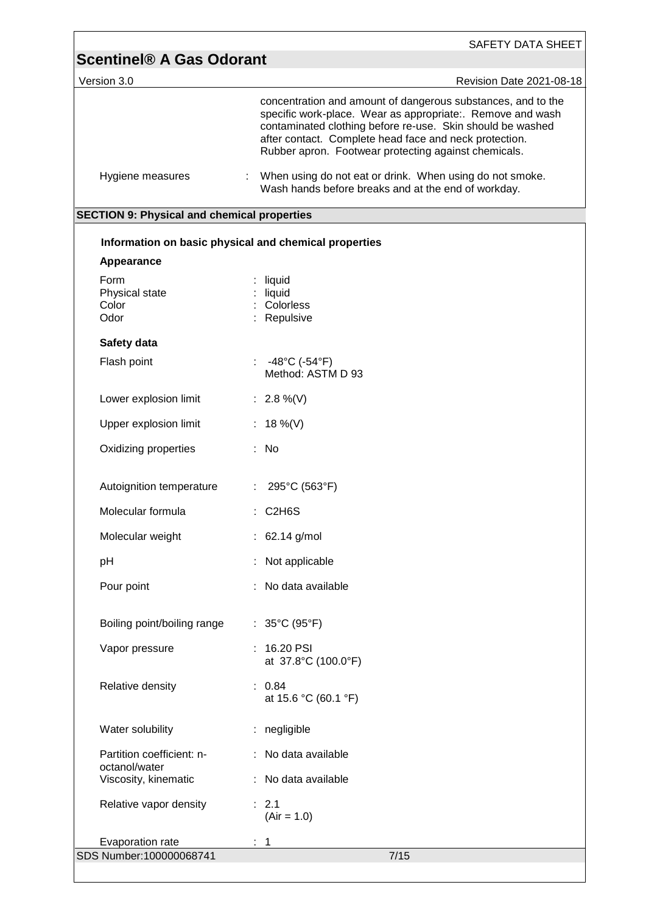| | |
|---|---|
| | concentration and amount of dangerous substances, and to the specific work-place. Wear as appropriate:. Remove and wash contaminated clothing before re-use. Skin should be washed after contact. Complete head face and neck protection. Rubber apron. Footwear protecting against chemicals. |
| Hygiene measures | : When using do not eat or drink. When using do not smoke. Wash hands before breaks and at the end of workday. |

## SECTION 9: Physical and chemical properties

### Information on basic physical and chemical properties

**Appearance**

| | |
|---|---|
| Form | : liquid |
| Physical state | : liquid |
| Color | : Colorless |
| Odor | : Repulsive |

**Safety data**

| | |
|---|---|
| Flash point | : -48°C (-54°F)<br>Method: ASTM D 93 |
| Lower explosion limit | : 2.8 %(V) |
| Upper explosion limit | : 18 %(V) |
| Oxidizing properties | : No |
| Autoignition temperature | : 295°C (563°F) |
| Molecular formula | : $C_2H_6S$ |
| Molecular weight | : 62.14 g/mol |
| pH | : Not applicable |
| Pour point | : No data available |
| Boiling point/boiling range | : 35°C (95°F) |
| Vapor pressure | : 16.20 PSI<br>at 37.8°C (100.0°F) |
| Relative density | : 0.84<br>at 15.6 °C (60.1 °F) |
| Water solubility | : negligible |
| Partition coefficient: n-octanol/water | : No data available |
| Viscosity, kinematic | : No data available |
| Relative vapor density | : 2.1<br>(Air = 1.0) |
| Evaporation rate | : 1 |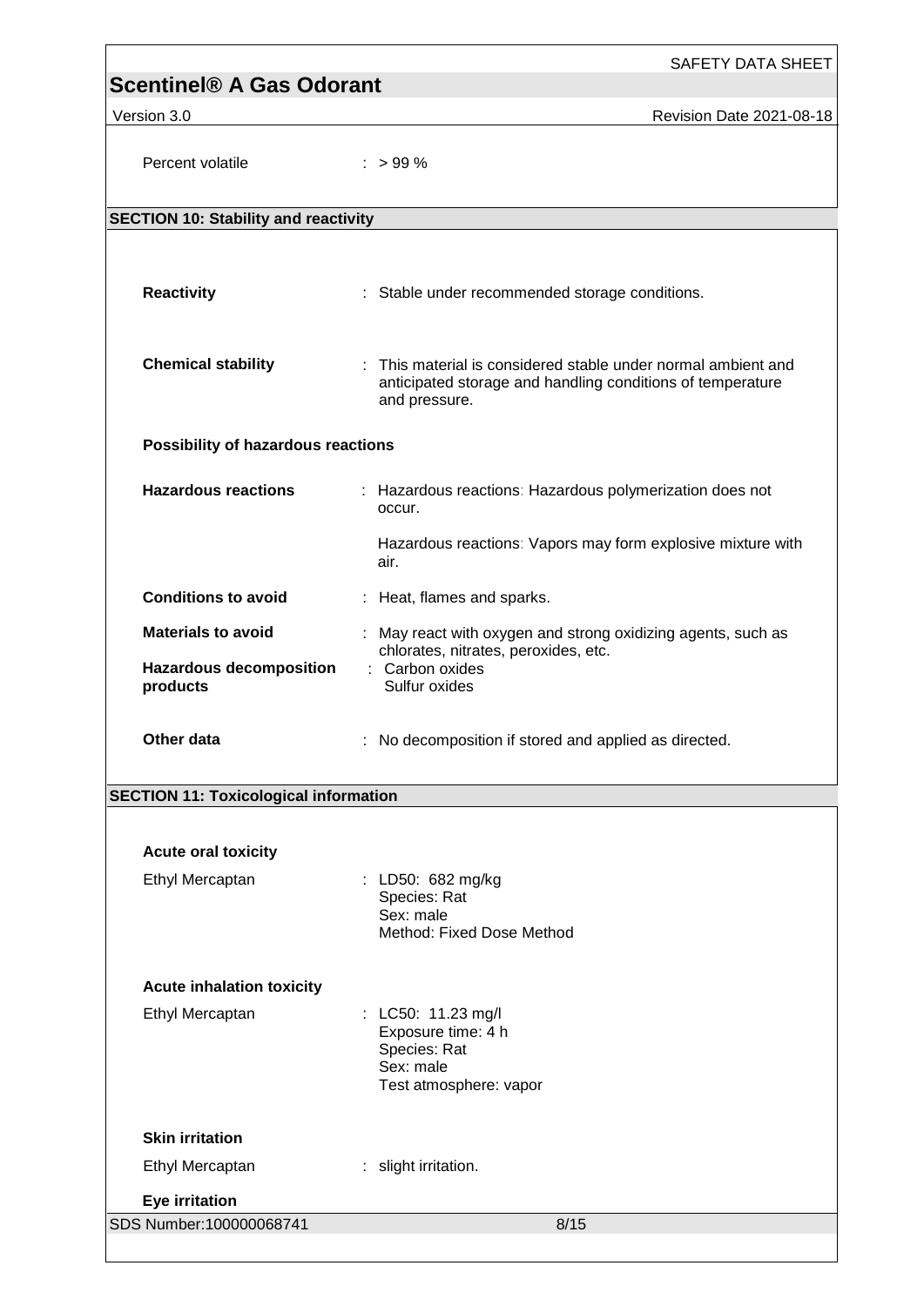Percent volatile : > 99 %

## SECTION 10: Stability and reactivity

**Reactivity** : Stable under recommended storage conditions.

**Chemical stability** : This material is considered stable under normal ambient and anticipated storage and handling conditions of temperature and pressure.

**Possibility of hazardous reactions**

**Hazardous reactions** : Hazardous reactions: Hazardous polymerization does not occur.

Hazardous reactions: Vapors may form explosive mixture with air.

**Conditions to avoid** : Heat, flames and sparks.

**Materials to avoid** : May react with oxygen and strong oxidizing agents, such as chlorates, nitrates, peroxides, etc.

**Hazardous decomposition products** : Carbon oxides
Sulfur oxides

**Other data** : No decomposition if stored and applied as directed.

## SECTION 11: Toxicological information

**Acute oral toxicity**

Ethyl Mercaptan : LD50: 682 mg/kg
Species: Rat
Sex: male
Method: Fixed Dose Method

**Acute inhalation toxicity**

Ethyl Mercaptan : LC50: 11.23 mg/l
Exposure time: 4 h
Species: Rat
Sex: male
Test atmosphere: vapor

**Skin irritation**

Ethyl Mercaptan : slight irritation.

**Eye irritation**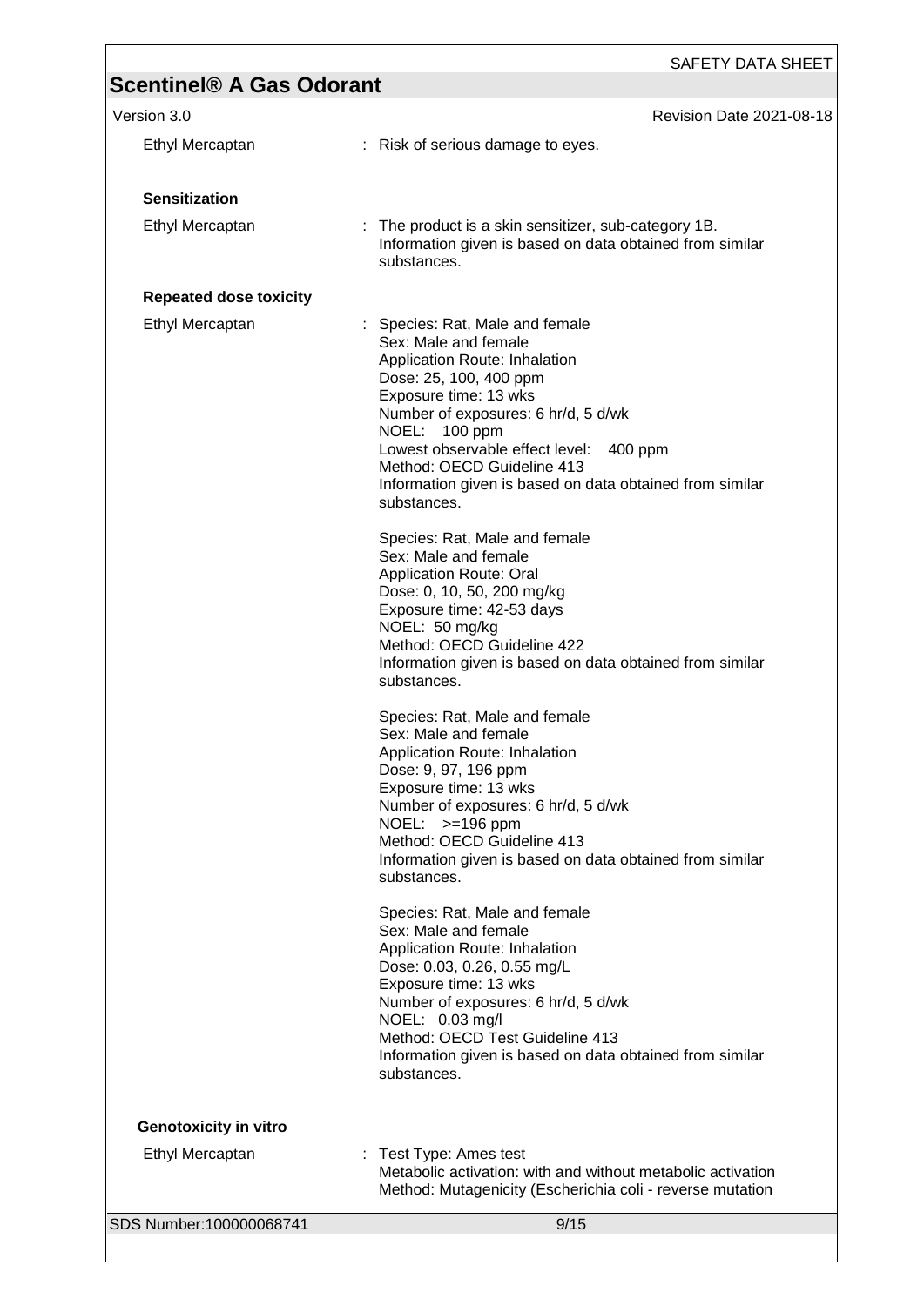| | |
|---|---|
| Ethyl Mercaptan | : Risk of serious damage to eyes. |

**Sensitization**

| | |
|---|---|
| Ethyl Mercaptan | : The product is a skin sensitizer, sub-category 1B. Information given is based on data obtained from similar substances. |

**Repeated dose toxicity**

Ethyl Mercaptan :

Species: Rat, Male and female
Sex: Male and female
Application Route: Inhalation
Dose: 25, 100, 400 ppm
Exposure time: 13 wks
Number of exposures: 6 hr/d, 5 d/wk
NOEL: 100 ppm
Lowest observable effect level: 400 ppm
Method: OECD Guideline 413
Information given is based on data obtained from similar substances.

Species: Rat, Male and female
Sex: Male and female
Application Route: Oral
Dose: 0, 10, 50, 200 mg/kg
Exposure time: 42-53 days
NOEL: 50 mg/kg
Method: OECD Guideline 422
Information given is based on data obtained from similar substances.

Species: Rat, Male and female
Sex: Male and female
Application Route: Inhalation
Dose: 9, 97, 196 ppm
Exposure time: 13 wks
Number of exposures: 6 hr/d, 5 d/wk
NOEL: >=196 ppm
Method: OECD Guideline 413
Information given is based on data obtained from similar substances.

Species: Rat, Male and female
Sex: Male and female
Application Route: Inhalation
Dose: 0.03, 0.26, 0.55 mg/L
Exposure time: 13 wks
Number of exposures: 6 hr/d, 5 d/wk
NOEL: 0.03 mg/l
Method: OECD Test Guideline 413
Information given is based on data obtained from similar substances.

**Genotoxicity in vitro**

Ethyl Mercaptan :

Test Type: Ames test
Metabolic activation: with and without metabolic activation
Method: Mutagenicity (Escherichia coli - reverse mutation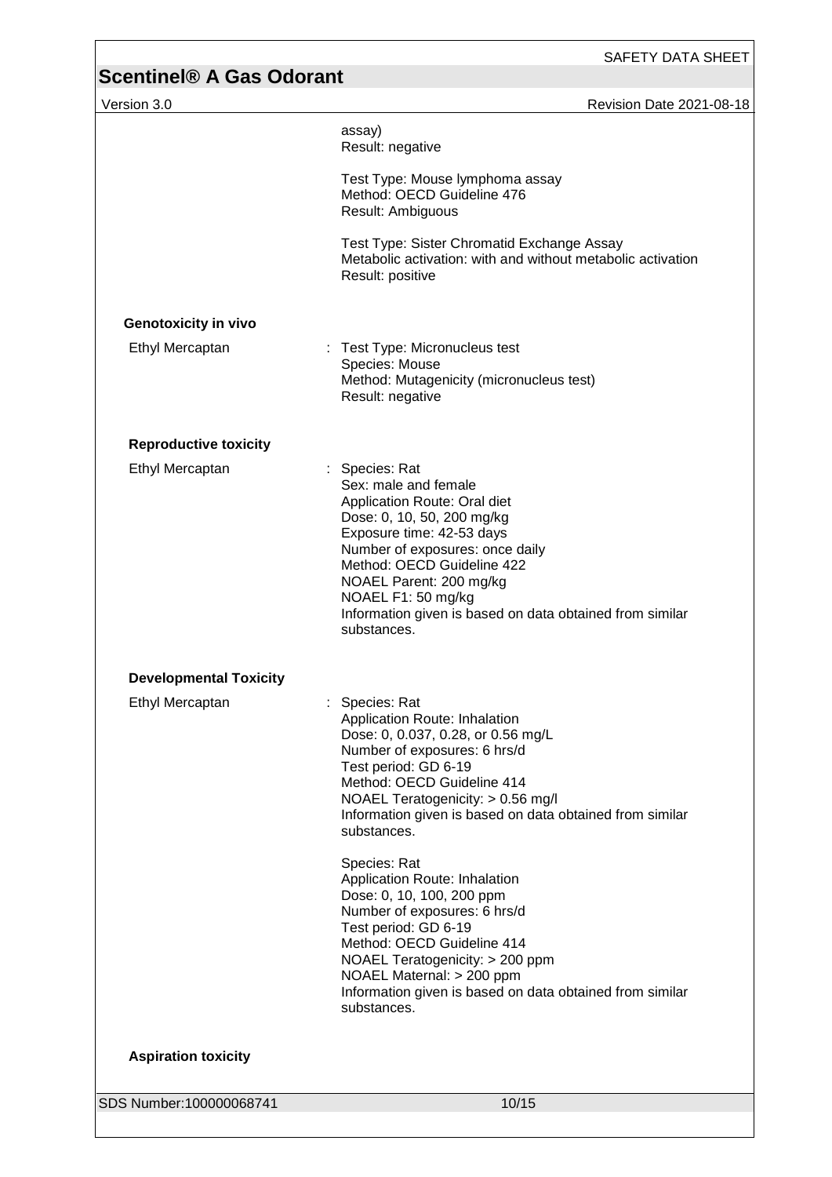assay)
Result: negative

Test Type: Mouse lymphoma assay
Method: OECD Guideline 476
Result: Ambiguous

Test Type: Sister Chromatid Exchange Assay
Metabolic activation: with and without metabolic activation
Result: positive

**Genotoxicity in vivo**

Ethyl Mercaptan : Test Type: Micronucleus test
Species: Mouse
Method: Mutagenicity (micronucleus test)
Result: negative

**Reproductive toxicity**

Ethyl Mercaptan : Species: Rat
Sex: male and female
Application Route: Oral diet
Dose: 0, 10, 50, 200 mg/kg
Exposure time: 42-53 days
Number of exposures: once daily
Method: OECD Guideline 422
NOAEL Parent: 200 mg/kg
NOAEL F1: 50 mg/kg
Information given is based on data obtained from similar substances.

**Developmental Toxicity**

Ethyl Mercaptan : Species: Rat
Application Route: Inhalation
Dose: 0, 0.037, 0.28, or 0.56 mg/L
Number of exposures: 6 hrs/d
Test period: GD 6-19
Method: OECD Guideline 414
NOAEL Teratogenicity: > 0.56 mg/l
Information given is based on data obtained from similar substances.

Species: Rat
Application Route: Inhalation
Dose: 0, 10, 100, 200 ppm
Number of exposures: 6 hrs/d
Test period: GD 6-19
Method: OECD Guideline 414
NOAEL Teratogenicity: > 200 ppm
NOAEL Maternal: > 200 ppm
Information given is based on data obtained from similar substances.

**Aspiration toxicity**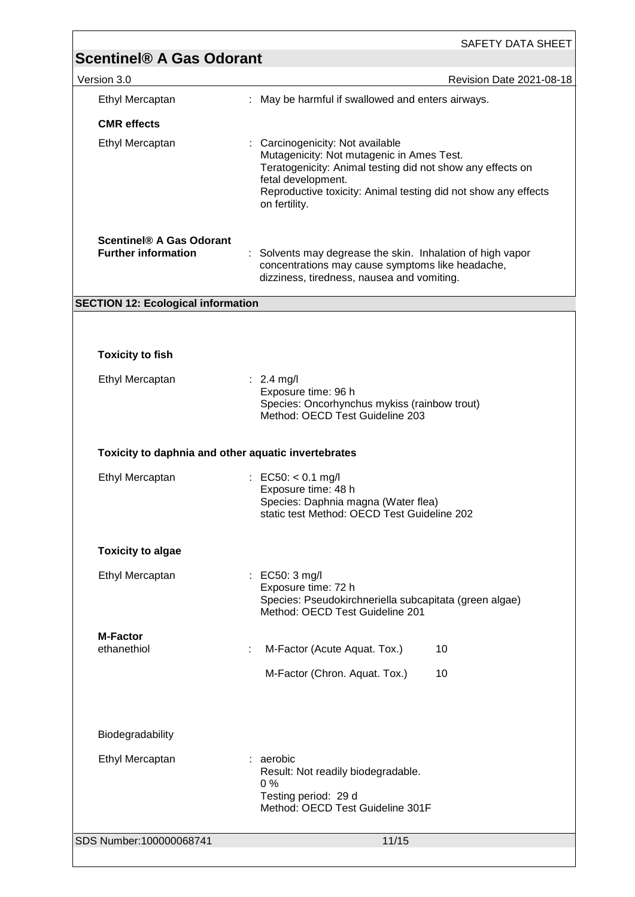Ethyl Mercaptan : May be harmful if swallowed and enters airways.

**CMR effects**

Ethyl Mercaptan : Carcinogenicity: Not available
Mutagenicity: Not mutagenic in Ames Test.
Teratogenicity: Animal testing did not show any effects on fetal development.
Reproductive toxicity: Animal testing did not show any effects on fertility.

**Scentinel® A Gas Odorant**
**Further information** : Solvents may degrease the skin. Inhalation of high vapor concentrations may cause symptoms like headache, dizziness, tiredness, nausea and vomiting.

## SECTION 12: Ecological information

**Toxicity to fish**

Ethyl Mercaptan : 2.4 mg/l
Exposure time: 96 h
Species: Oncorhynchus mykiss (rainbow trout)
Method: OECD Test Guideline 203

**Toxicity to daphnia and other aquatic invertebrates**

Ethyl Mercaptan : EC50: < 0.1 mg/l
Exposure time: 48 h
Species: Daphnia magna (Water flea)
static test Method: OECD Test Guideline 202

**Toxicity to algae**

Ethyl Mercaptan : EC50: 3 mg/l
Exposure time: 72 h
Species: Pseudokirchneriella subcapitata (green algae)
Method: OECD Test Guideline 201

**M-Factor**

| ethanethiol | : | M-Factor (Acute Aquat. Tox.) | 10 |
| --- | --- | --- | --- |
| | | M-Factor (Chron. Aquat. Tox.) | 10 |

Biodegradability

Ethyl Mercaptan : aerobic
Result: Not readily biodegradable.
0 %
Testing period: 29 d
Method: OECD Test Guideline 301F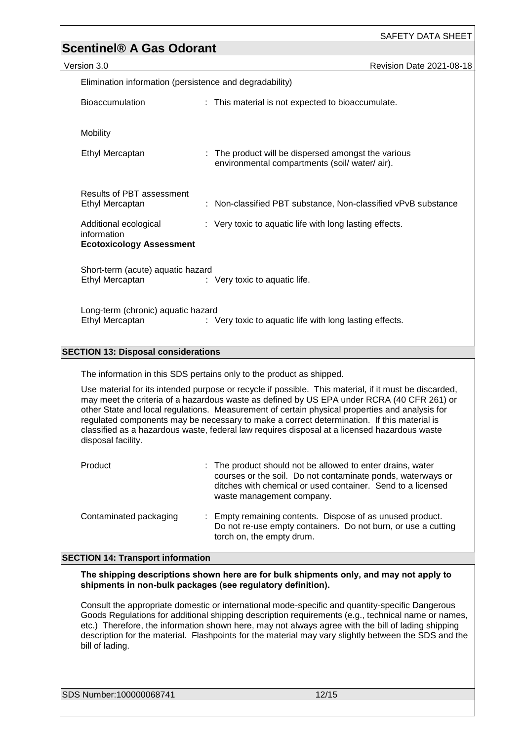Elimination information (persistence and degradability)

| | |
|---|---|
| Bioaccumulation | : This material is not expected to bioaccumulate. |

Mobility

| | |
|---|---|
| Ethyl Mercaptan | : The product will be dispersed amongst the various environmental compartments (soil/ water/ air). |

Results of PBT assessment

| | |
|---|---|
| Ethyl Mercaptan | : Non-classified PBT substance, Non-classified vPvB substance |
| Additional ecological information | : Very toxic to aquatic life with long lasting effects. |

**Ecotoxicology Assessment**

Short-term (acute) aquatic hazard

| | |
|---|---|
| Ethyl Mercaptan | : Very toxic to aquatic life. |

Long-term (chronic) aquatic hazard

| | |
|---|---|
| Ethyl Mercaptan | : Very toxic to aquatic life with long lasting effects. |

## SECTION 13: Disposal considerations

The information in this SDS pertains only to the product as shipped.

Use material for its intended purpose or recycle if possible. This material, if it must be discarded, may meet the criteria of a hazardous waste as defined by US EPA under RCRA (40 CFR 261) or other State and local regulations. Measurement of certain physical properties and analysis for regulated components may be necessary to make a correct determination. If this material is classified as a hazardous waste, federal law requires disposal at a licensed hazardous waste disposal facility.

| | |
|---|---|
| Product | : The product should not be allowed to enter drains, water courses or the soil. Do not contaminate ponds, waterways or ditches with chemical or used container. Send to a licensed waste management company. |
| Contaminated packaging | : Empty remaining contents. Dispose of as unused product. Do not re-use empty containers. Do not burn, or use a cutting torch on, the empty drum. |

## SECTION 14: Transport information

**The shipping descriptions shown here are for bulk shipments only, and may not apply to shipments in non-bulk packages (see regulatory definition).**

Consult the appropriate domestic or international mode-specific and quantity-specific Dangerous Goods Regulations for additional shipping description requirements (e.g., technical name or names, etc.) Therefore, the information shown here, may not always agree with the bill of lading shipping description for the material. Flashpoints for the material may vary slightly between the SDS and the bill of lading.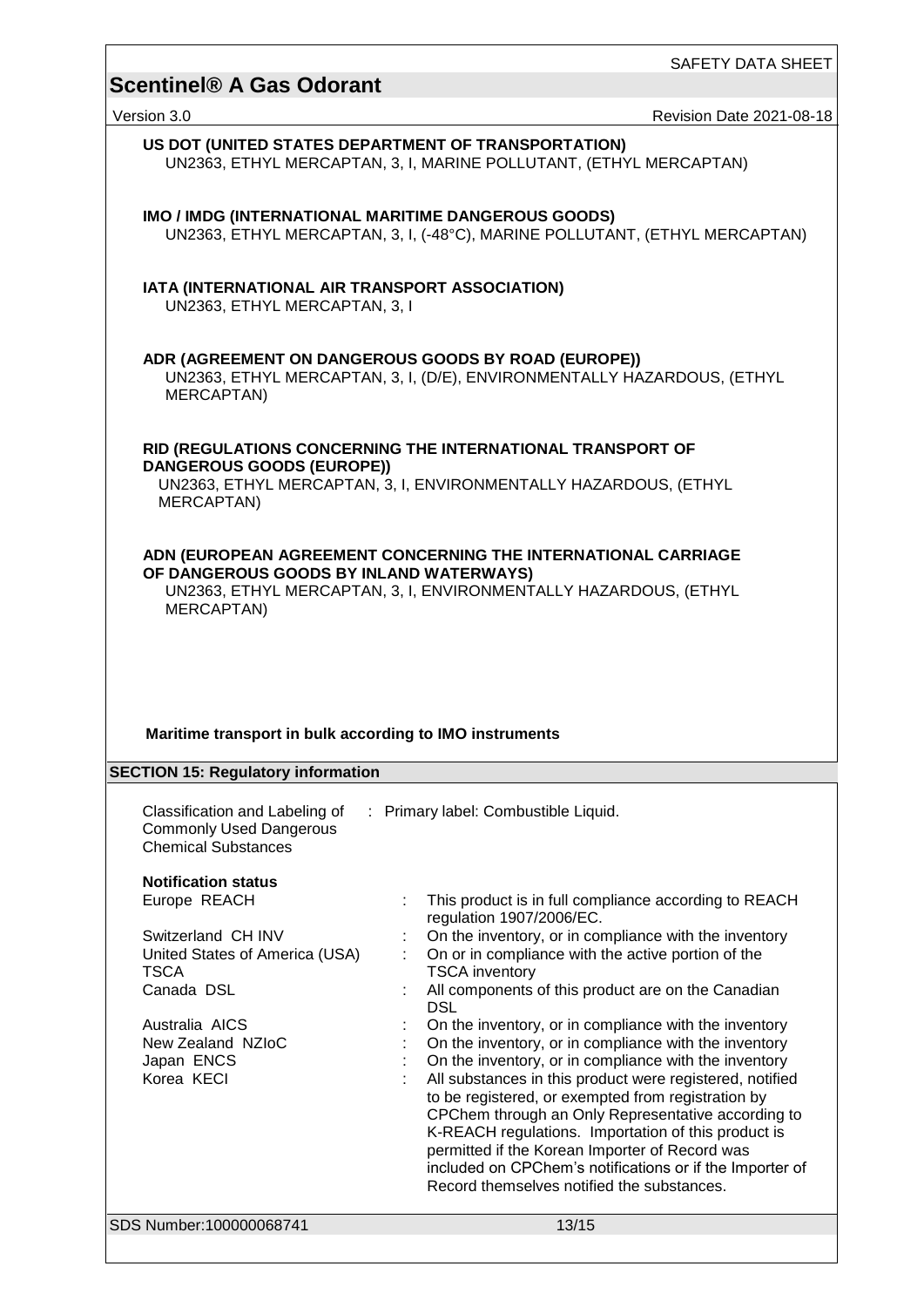**US DOT (UNITED STATES DEPARTMENT OF TRANSPORTATION)**
UN2363, ETHYL MERCAPTAN, 3, I, MARINE POLLUTANT, (ETHYL MERCAPTAN)

**IMO / IMDG (INTERNATIONAL MARITIME DANGEROUS GOODS)**
UN2363, ETHYL MERCAPTAN, 3, I, (-48°C), MARINE POLLUTANT, (ETHYL MERCAPTAN)

**IATA (INTERNATIONAL AIR TRANSPORT ASSOCIATION)**
UN2363, ETHYL MERCAPTAN, 3, I

**ADR (AGREEMENT ON DANGEROUS GOODS BY ROAD (EUROPE))**
UN2363, ETHYL MERCAPTAN, 3, I, (D/E), ENVIRONMENTALLY HAZARDOUS, (ETHYL MERCAPTAN)

**RID (REGULATIONS CONCERNING THE INTERNATIONAL TRANSPORT OF DANGEROUS GOODS (EUROPE))**
UN2363, ETHYL MERCAPTAN, 3, I, ENVIRONMENTALLY HAZARDOUS, (ETHYL MERCAPTAN)

**ADN (EUROPEAN AGREEMENT CONCERNING THE INTERNATIONAL CARRIAGE OF DANGEROUS GOODS BY INLAND WATERWAYS)**
UN2363, ETHYL MERCAPTAN, 3, I, ENVIRONMENTALLY HAZARDOUS, (ETHYL MERCAPTAN)

**Maritime transport in bulk according to IMO instruments**

## SECTION 15: Regulatory information

Classification and Labeling of Commonly Used Dangerous Chemical Substances : Primary label: Combustible Liquid.

**Notification status**

| | | |
|---|---|---|
| Europe REACH | : | This product is in full compliance according to REACH regulation 1907/2006/EC. |
| Switzerland CH INV | : | On the inventory, or in compliance with the inventory |
| United States of America (USA) TSCA | : | On or in compliance with the active portion of the TSCA inventory |
| Canada DSL | : | All components of this product are on the Canadian DSL |
| Australia AICS | : | On the inventory, or in compliance with the inventory |
| New Zealand NZIoC | : | On the inventory, or in compliance with the inventory |
| Japan ENCS | : | On the inventory, or in compliance with the inventory |
| Korea KECI | : | All substances in this product were registered, notified to be registered, or exempted from registration by CPChem through an Only Representative according to K-REACH regulations. Importation of this product is permitted if the Korean Importer of Record was included on CPChem's notifications or if the Importer of Record themselves notified the substances. |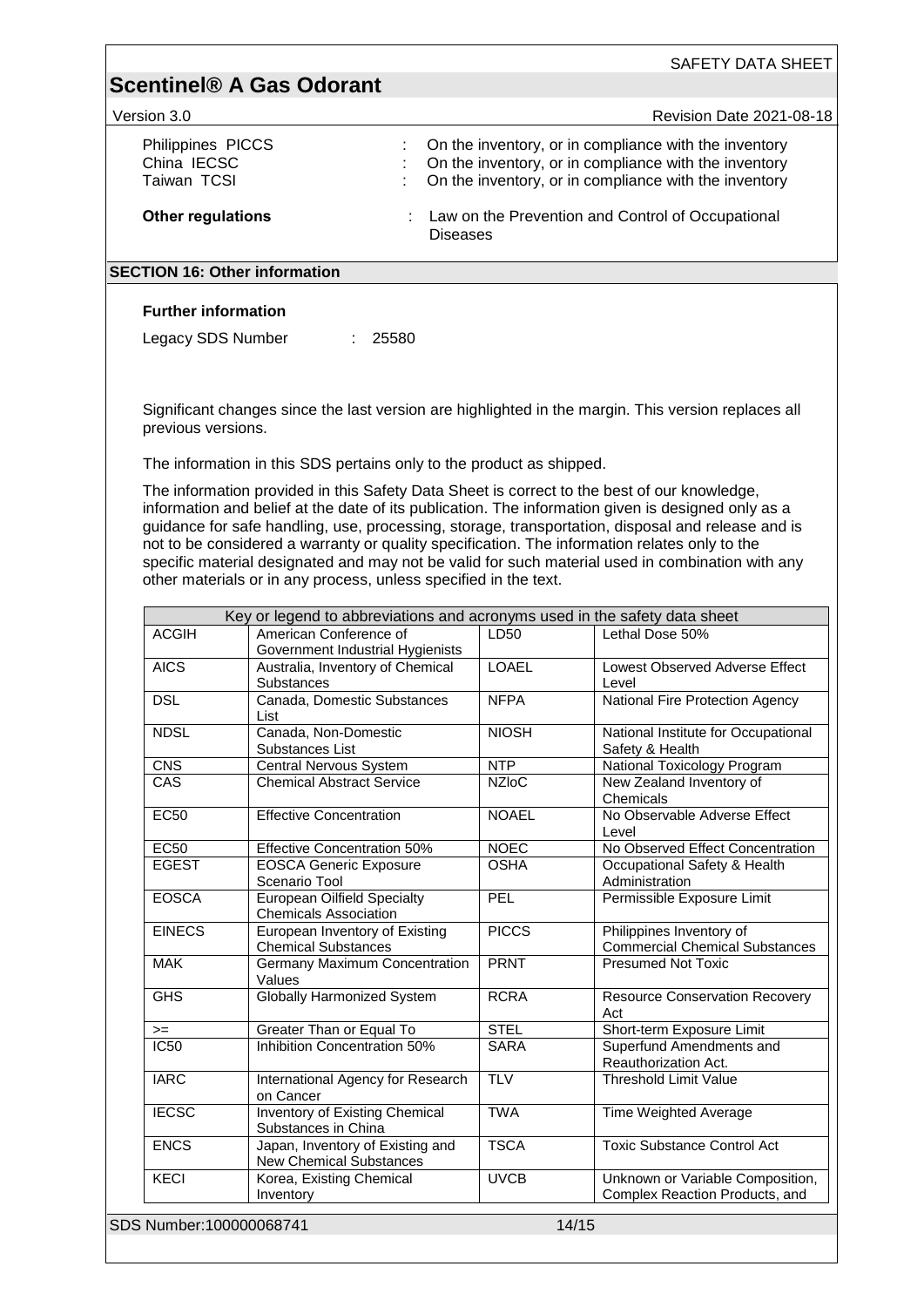Philippines PICCS : On the inventory, or in compliance with the inventory
China IECSC : On the inventory, or in compliance with the inventory
Taiwan TCSI : On the inventory, or in compliance with the inventory

**Other regulations** : Law on the Prevention and Control of Occupational Diseases

## SECTION 16: Other information

### Further information

Legacy SDS Number : 25580

Significant changes since the last version are highlighted in the margin. This version replaces all previous versions.

The information in this SDS pertains only to the product as shipped.

The information provided in this Safety Data Sheet is correct to the best of our knowledge, information and belief at the date of its publication. The information given is designed only as a guidance for safe handling, use, processing, storage, transportation, disposal and release and is not to be considered a warranty or quality specification. The information relates only to the specific material designated and may not be valid for such material used in combination with any other materials or in any process, unless specified in the text.

| Key or legend to abbreviations and acronyms used in the safety data sheet | | | |
|---|---|---|---|
| ACGIH | American Conference of Government Industrial Hygienists | LD50 | Lethal Dose 50% |
| AICS | Australia, Inventory of Chemical Substances | LOAEL | Lowest Observed Adverse Effect Level |
| DSL | Canada, Domestic Substances List | NFPA | National Fire Protection Agency |
| NDSL | Canada, Non-Domestic Substances List | NIOSH | National Institute for Occupational Safety & Health |
| CNS | Central Nervous System | NTP | National Toxicology Program |
| CAS | Chemical Abstract Service | NZIoC | New Zealand Inventory of Chemicals |
| EC50 | Effective Concentration | NOAEL | No Observable Adverse Effect Level |
| EC50 | Effective Concentration 50% | NOEC | No Observed Effect Concentration |
| EGEST | EOSCA Generic Exposure Scenario Tool | OSHA | Occupational Safety & Health Administration |
| EOSCA | European Oilfield Specialty Chemicals Association | PEL | Permissible Exposure Limit |
| EINECS | European Inventory of Existing Chemical Substances | PICCS | Philippines Inventory of Commercial Chemical Substances |
| MAK | Germany Maximum Concentration Values | PRNT | Presumed Not Toxic |
| GHS | Globally Harmonized System | RCRA | Resource Conservation Recovery Act |
| >= | Greater Than or Equal To | STEL | Short-term Exposure Limit |
| IC50 | Inhibition Concentration 50% | SARA | Superfund Amendments and Reauthorization Act. |
| IARC | International Agency for Research on Cancer | TLV | Threshold Limit Value |
| IECSC | Inventory of Existing Chemical Substances in China | TWA | Time Weighted Average |
| ENCS | Japan, Inventory of Existing and New Chemical Substances | TSCA | Toxic Substance Control Act |
| KECI | Korea, Existing Chemical Inventory | UVCB | Unknown or Variable Composition, Complex Reaction Products, and |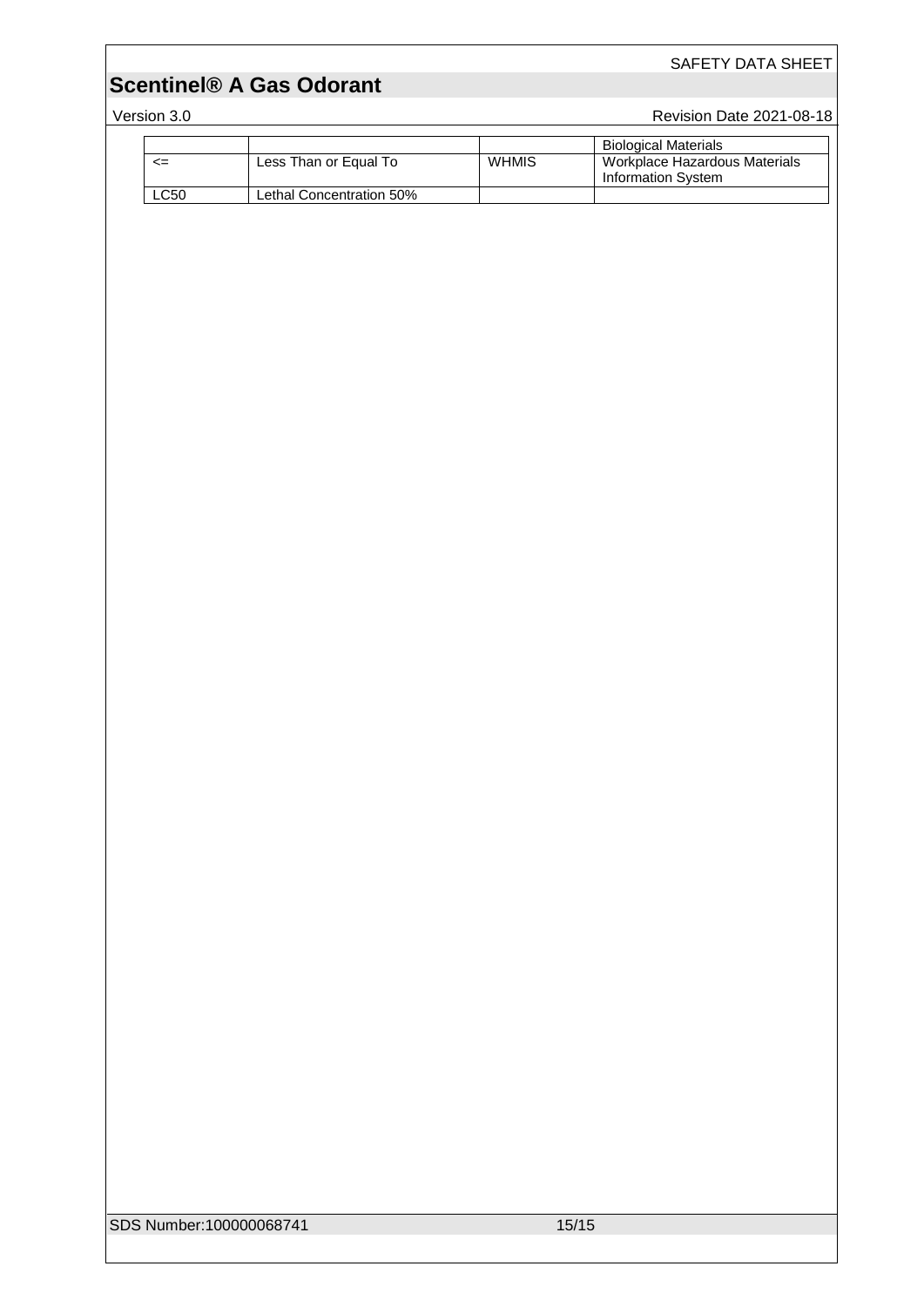| | | | |
|---|---|---|---|
| | | | Biological Materials |
| <= | Less Than or Equal To | WHMIS | Workplace Hazardous Materials Information System |
| LC50 | Lethal Concentration 50% | | |